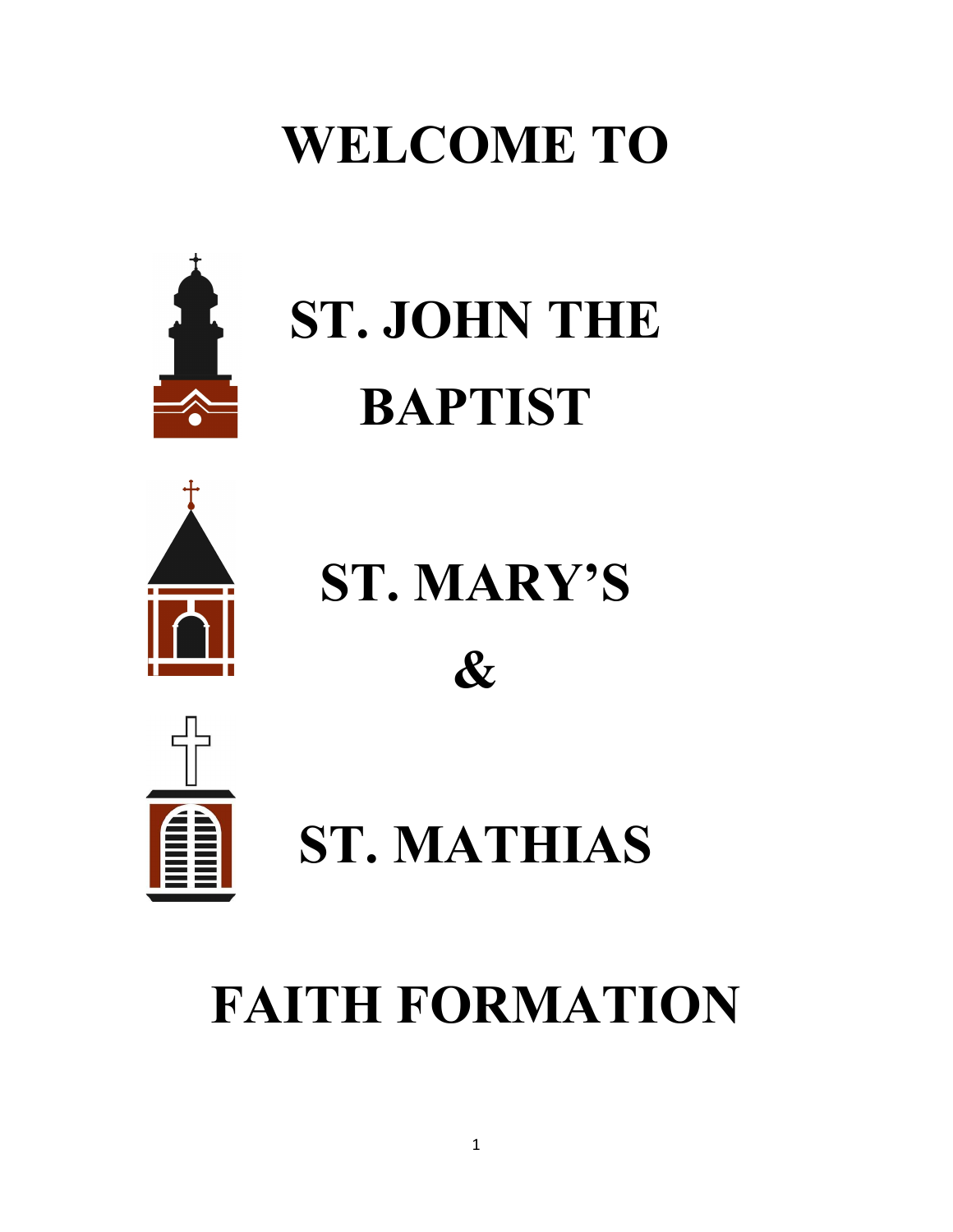# WELCOME TO

# ST. JOHN THE BAPTIST

# ST. MARY'S

# &

# ST. MATHIAS

# FAITH FORMATION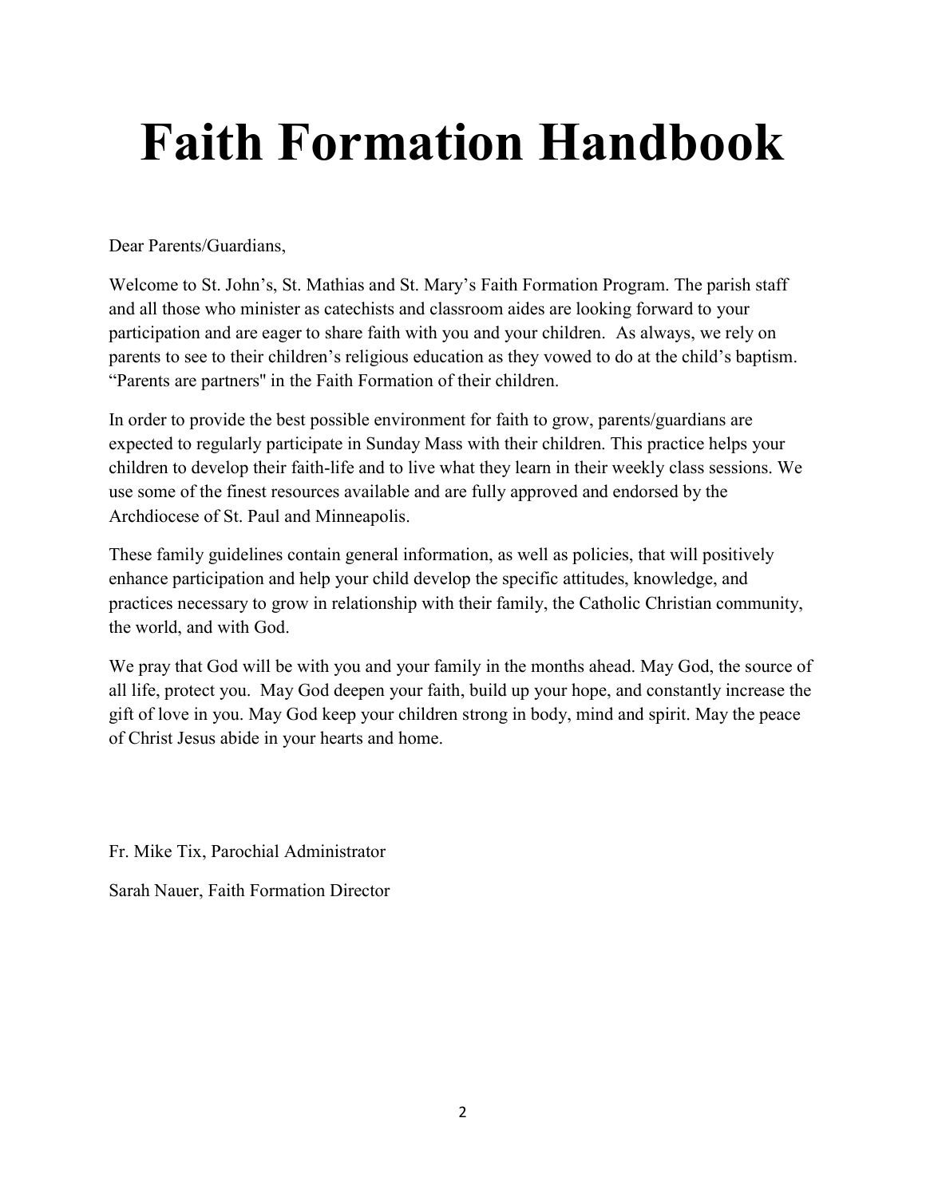# Faith Formation Handbook

Dear Parents/Guardians,

Welcome to St. John's, St. Mathias and St. Mary's Faith Formation Program. The parish staff and all those who minister as catechists and classroom aides are looking forward to your participation and are eager to share faith with you and your children. As always, we rely on parents to see to their children's religious education as they vowed to do at the child's baptism. "Parents are partners" in the Faith Formation of their children.

In order to provide the best possible environment for faith to grow, parents/guardians are expected to regularly participate in Sunday Mass with their children. This practice helps your children to develop their faith-life and to live what they learn in their weekly class sessions. We use some of the finest resources available and are fully approved and endorsed by the Archdiocese of St. Paul and Minneapolis.

These family guidelines contain general information, as well as policies, that will positively enhance participation and help your child develop the specific attitudes, knowledge, and practices necessary to grow in relationship with their family, the Catholic Christian community, the world, and with God.

We pray that God will be with you and your family in the months ahead. May God, the source of all life, protect you. May God deepen your faith, build up your hope, and constantly increase the gift of love in you. May God keep your children strong in body, mind and spirit. May the peace of Christ Jesus abide in your hearts and home.

Fr. Mike Tix, Parochial Administrator

Sarah Nauer, Faith Formation Director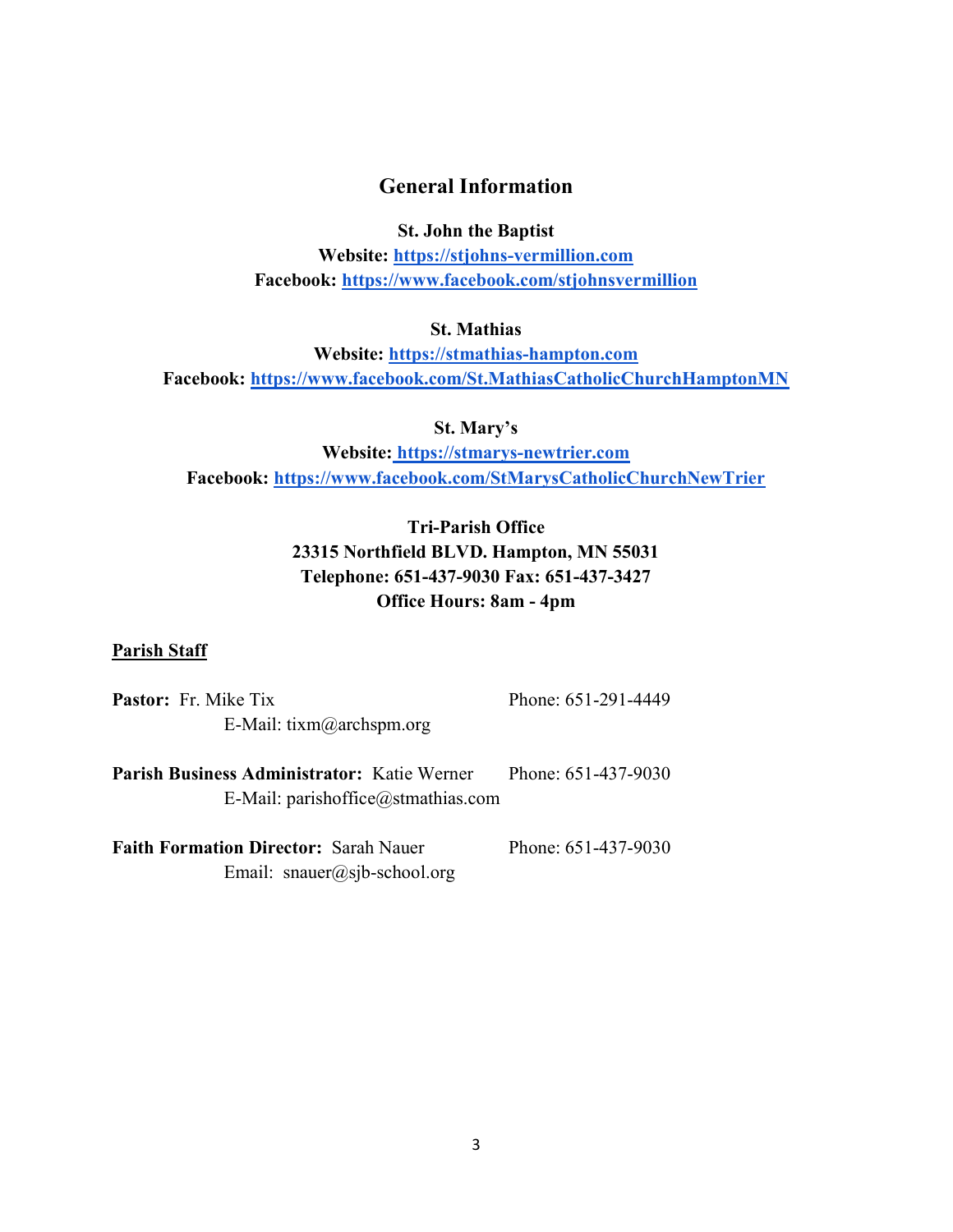## General Information

**St. John the Baptist**
**Website: [https://stjohns-vermillion.com](https://stjohns-vermillion.com)**
**Facebook: [https://www.facebook.com/stjohnsvermillion](https://www.facebook.com/stjohnsvermillion)**

**St. Mathias**
**Website: [https://stmathias-hampton.com](https://stmathias-hampton.com)**
**Facebook: [https://www.facebook.com/St.MathiasCatholicChurchHamptonMN](https://www.facebook.com/St.MathiasCatholicChurchHamptonMN)**

**St. Mary's**
**Website: [https://stmarys-newtrier.com](https://stmarys-newtrier.com)**
**Facebook: [https://www.facebook.com/StMarysCatholicChurchNewTrier](https://www.facebook.com/StMarysCatholicChurchNewTrier)**

**Tri-Parish Office**
**23315 Northfield BLVD. Hampton, MN 55031**
**Telephone: 651-437-9030 Fax: 651-437-3427**
**Office Hours: 8am - 4pm**

### Parish Staff

**Pastor:** Fr. Mike Tix — Phone: 651-291-4449
E-Mail: tixm@archspm.org

**Parish Business Administrator:** Katie Werner — Phone: 651-437-9030
E-Mail: parishoffice@stmathias.com

**Faith Formation Director:** Sarah Nauer — Phone: 651-437-9030
Email: snauer@sjb-school.org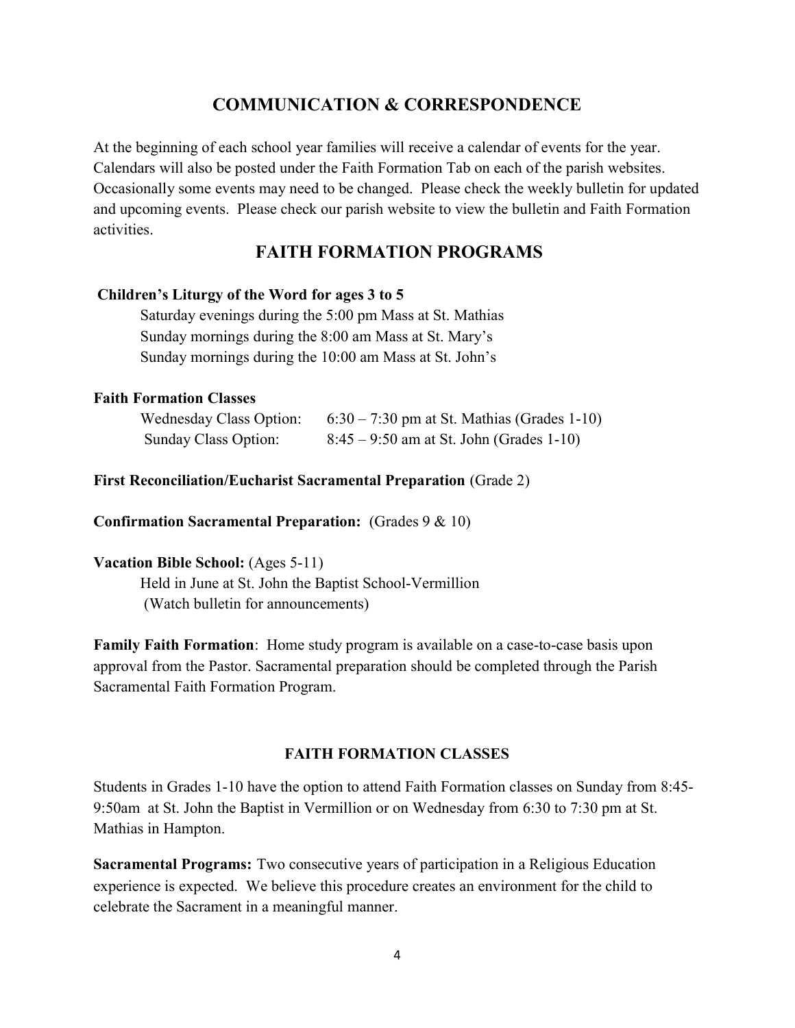## COMMUNICATION & CORRESPONDENCE

At the beginning of each school year families will receive a calendar of events for the year. Calendars will also be posted under the Faith Formation Tab on each of the parish websites. Occasionally some events may need to be changed. Please check the weekly bulletin for updated and upcoming events. Please check our parish website to view the bulletin and Faith Formation activities.

## FAITH FORMATION PROGRAMS

**Children's Liturgy of the Word for ages 3 to 5**

Saturday evenings during the 5:00 pm Mass at St. Mathias
Sunday mornings during the 8:00 am Mass at St. Mary's
Sunday mornings during the 10:00 am Mass at St. John's

**Faith Formation Classes**

| | |
|---|---|
| Wednesday Class Option: | 6:30 – 7:30 pm at St. Mathias (Grades 1-10) |
| Sunday Class Option: | 8:45 – 9:50 am at St. John (Grades 1-10) |

**First Reconciliation/Eucharist Sacramental Preparation** (Grade 2)

**Confirmation Sacramental Preparation:** (Grades 9 & 10)

**Vacation Bible School:** (Ages 5-11)

Held in June at St. John the Baptist School-Vermillion
(Watch bulletin for announcements)

**Family Faith Formation**: Home study program is available on a case-to-case basis upon approval from the Pastor. Sacramental preparation should be completed through the Parish Sacramental Faith Formation Program.

### FAITH FORMATION CLASSES

Students in Grades 1-10 have the option to attend Faith Formation classes on Sunday from 8:45-9:50am at St. John the Baptist in Vermillion or on Wednesday from 6:30 to 7:30 pm at St. Mathias in Hampton.

**Sacramental Programs:** Two consecutive years of participation in a Religious Education experience is expected. We believe this procedure creates an environment for the child to celebrate the Sacrament in a meaningful manner.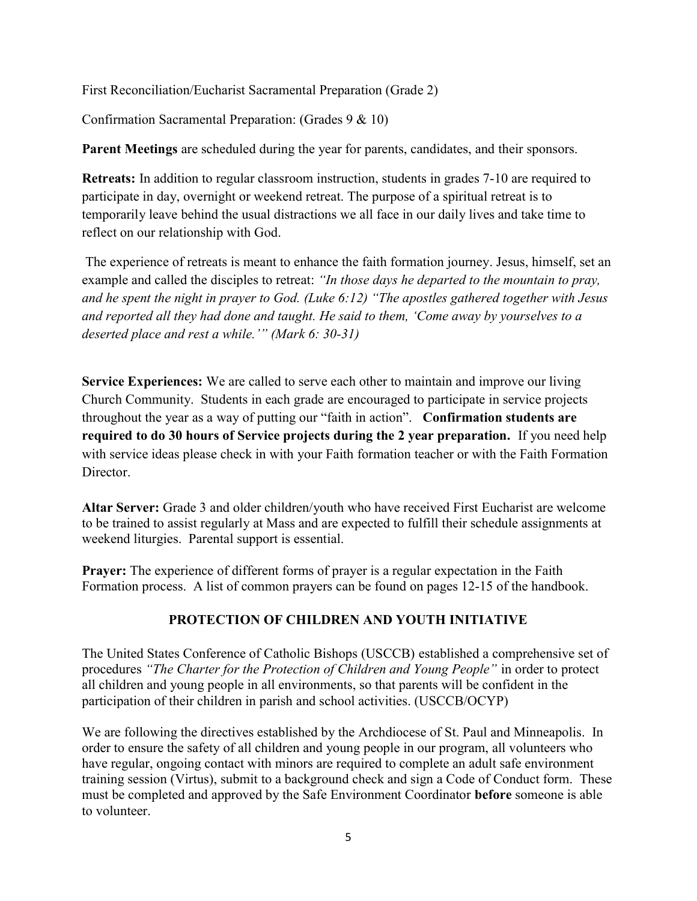First Reconciliation/Eucharist Sacramental Preparation (Grade 2)

Confirmation Sacramental Preparation: (Grades 9 & 10)

**Parent Meetings** are scheduled during the year for parents, candidates, and their sponsors.

**Retreats:** In addition to regular classroom instruction, students in grades 7-10 are required to participate in day, overnight or weekend retreat. The purpose of a spiritual retreat is to temporarily leave behind the usual distractions we all face in our daily lives and take time to reflect on our relationship with God.

The experience of retreats is meant to enhance the faith formation journey. Jesus, himself, set an example and called the disciples to retreat: *"In those days he departed to the mountain to pray, and he spent the night in prayer to God. (Luke 6:12) "The apostles gathered together with Jesus and reported all they had done and taught. He said to them, 'Come away by yourselves to a deserted place and rest a while.'" (Mark 6: 30-31)*

**Service Experiences:** We are called to serve each other to maintain and improve our living Church Community. Students in each grade are encouraged to participate in service projects throughout the year as a way of putting our "faith in action". **Confirmation students are required to do 30 hours of Service projects during the 2 year preparation.** If you need help with service ideas please check in with your Faith formation teacher or with the Faith Formation Director.

**Altar Server:** Grade 3 and older children/youth who have received First Eucharist are welcome to be trained to assist regularly at Mass and are expected to fulfill their schedule assignments at weekend liturgies. Parental support is essential.

**Prayer:** The experience of different forms of prayer is a regular expectation in the Faith Formation process. A list of common prayers can be found on pages 12-15 of the handbook.

## PROTECTION OF CHILDREN AND YOUTH INITIATIVE

The United States Conference of Catholic Bishops (USCCB) established a comprehensive set of procedures *"The Charter for the Protection of Children and Young People"* in order to protect all children and young people in all environments, so that parents will be confident in the participation of their children in parish and school activities. (USCCB/OCYP)

We are following the directives established by the Archdiocese of St. Paul and Minneapolis. In order to ensure the safety of all children and young people in our program, all volunteers who have regular, ongoing contact with minors are required to complete an adult safe environment training session (Virtus), submit to a background check and sign a Code of Conduct form. These must be completed and approved by the Safe Environment Coordinator **before** someone is able to volunteer.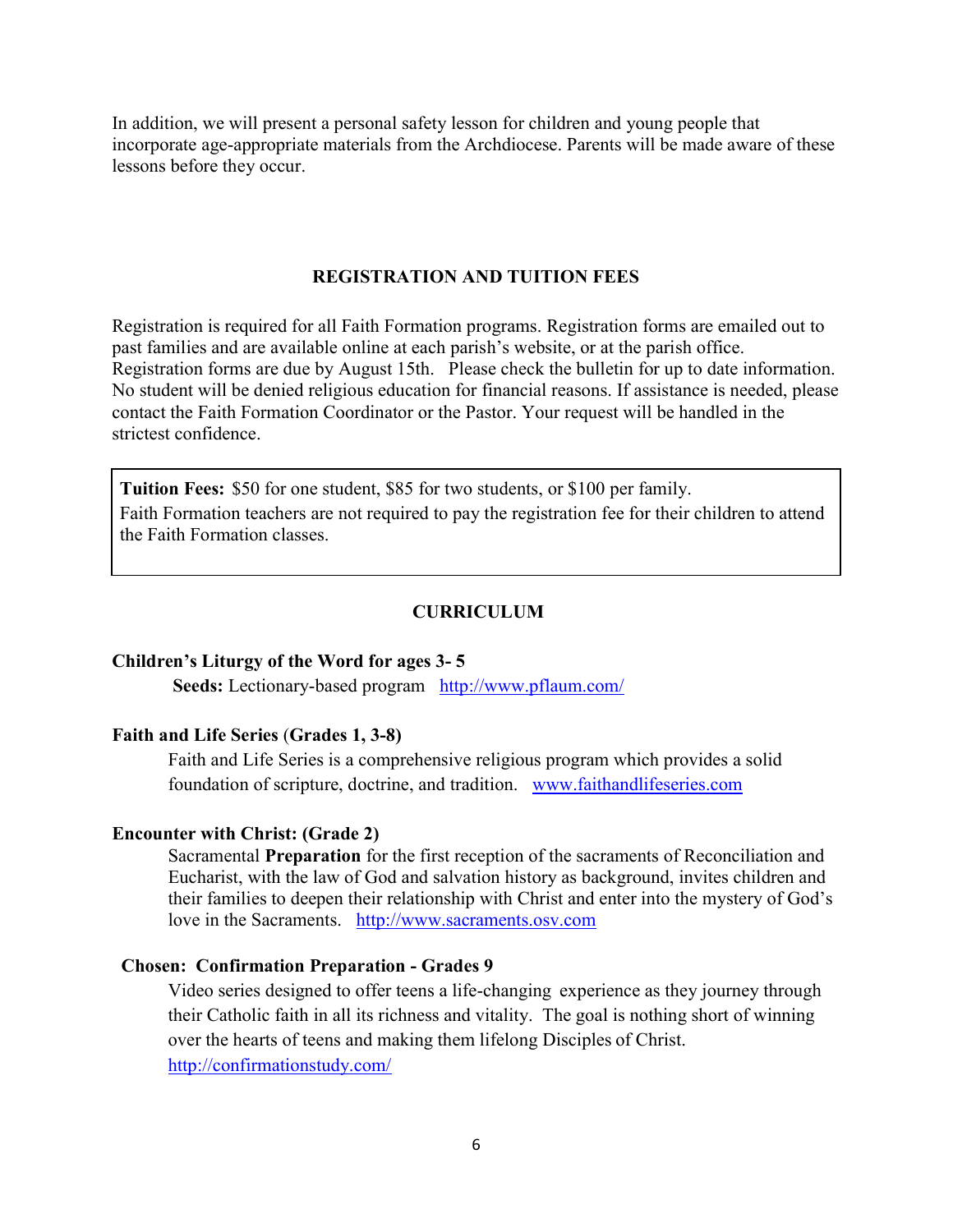In addition, we will present a personal safety lesson for children and young people that incorporate age-appropriate materials from the Archdiocese. Parents will be made aware of these lessons before they occur.

## REGISTRATION AND TUITION FEES

Registration is required for all Faith Formation programs. Registration forms are emailed out to past families and are available online at each parish's website, or at the parish office. Registration forms are due by August 15th. Please check the bulletin for up to date information. No student will be denied religious education for financial reasons. If assistance is needed, please contact the Faith Formation Coordinator or the Pastor. Your request will be handled in the strictest confidence.

**Tuition Fees:** $50 for one student, $85 for two students, or $100 per family.
Faith Formation teachers are not required to pay the registration fee for their children to attend the Faith Formation classes.

## CURRICULUM

### Children's Liturgy of the Word for ages 3- 5

**Seeds:** Lectionary-based program http://www.pflaum.com/

### Faith and Life Series (Grades 1, 3-8)

Faith and Life Series is a comprehensive religious program which provides a solid foundation of scripture, doctrine, and tradition. www.faithandlifeseries.com

### Encounter with Christ: (Grade 2)

Sacramental **Preparation** for the first reception of the sacraments of Reconciliation and Eucharist, with the law of God and salvation history as background, invites children and their families to deepen their relationship with Christ and enter into the mystery of God's love in the Sacraments. http://www.sacraments.osv.com

### Chosen: Confirmation Preparation - Grades 9

Video series designed to offer teens a life-changing experience as they journey through their Catholic faith in all its richness and vitality. The goal is nothing short of winning over the hearts of teens and making them lifelong Disciples of Christ.
http://confirmationstudy.com/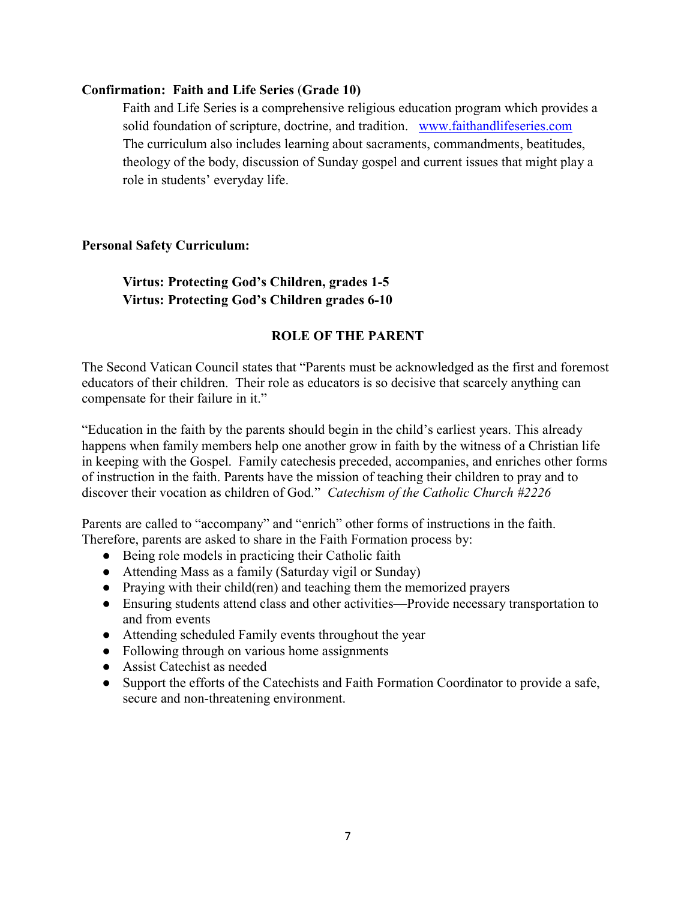**Confirmation: Faith and Life Series (Grade 10)**

Faith and Life Series is a comprehensive religious education program which provides a solid foundation of scripture, doctrine, and tradition. [www.faithandlifeseries.com](http://www.faithandlifeseries.com)
The curriculum also includes learning about sacraments, commandments, beatitudes, theology of the body, discussion of Sunday gospel and current issues that might play a role in students' everyday life.

**Personal Safety Curriculum:**

**Virtus: Protecting God's Children, grades 1-5**
**Virtus: Protecting God's Children grades 6-10**

## ROLE OF THE PARENT

The Second Vatican Council states that "Parents must be acknowledged as the first and foremost educators of their children. Their role as educators is so decisive that scarcely anything can compensate for their failure in it."

"Education in the faith by the parents should begin in the child's earliest years. This already happens when family members help one another grow in faith by the witness of a Christian life in keeping with the Gospel. Family catechesis preceded, accompanies, and enriches other forms of instruction in the faith. Parents have the mission of teaching their children to pray and to discover their vocation as children of God." *Catechism of the Catholic Church #2226*

Parents are called to "accompany" and "enrich" other forms of instructions in the faith. Therefore, parents are asked to share in the Faith Formation process by:

- Being role models in practicing their Catholic faith
- Attending Mass as a family (Saturday vigil or Sunday)
- Praying with their child(ren) and teaching them the memorized prayers
- Ensuring students attend class and other activities—Provide necessary transportation to and from events
- Attending scheduled Family events throughout the year
- Following through on various home assignments
- Assist Catechist as needed
- Support the efforts of the Catechists and Faith Formation Coordinator to provide a safe, secure and non-threatening environment.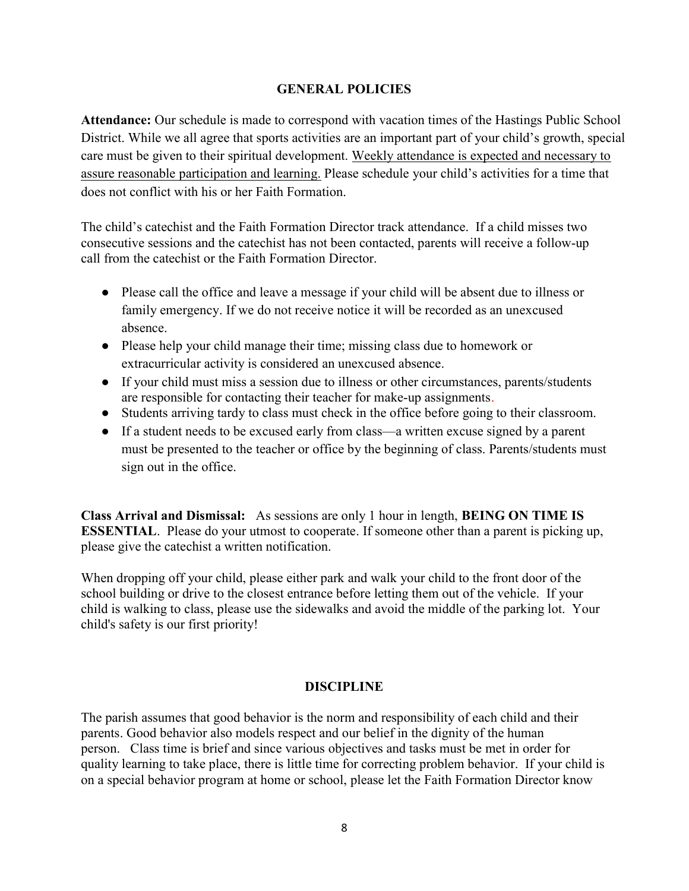## GENERAL POLICIES

**Attendance:** Our schedule is made to correspond with vacation times of the Hastings Public School District. While we all agree that sports activities are an important part of your child's growth, special care must be given to their spiritual development. Weekly attendance is expected and necessary to assure reasonable participation and learning. Please schedule your child's activities for a time that does not conflict with his or her Faith Formation.

The child's catechist and the Faith Formation Director track attendance. If a child misses two consecutive sessions and the catechist has not been contacted, parents will receive a follow-up call from the catechist or the Faith Formation Director.

- Please call the office and leave a message if your child will be absent due to illness or family emergency. If we do not receive notice it will be recorded as an unexcused absence.
- Please help your child manage their time; missing class due to homework or extracurricular activity is considered an unexcused absence.
- If your child must miss a session due to illness or other circumstances, parents/students are responsible for contacting their teacher for make-up assignments.
- Students arriving tardy to class must check in the office before going to their classroom.
- If a student needs to be excused early from class—a written excuse signed by a parent must be presented to the teacher or office by the beginning of class. Parents/students must sign out in the office.

**Class Arrival and Dismissal:** As sessions are only 1 hour in length, **BEING ON TIME IS ESSENTIAL**. Please do your utmost to cooperate. If someone other than a parent is picking up, please give the catechist a written notification.

When dropping off your child, please either park and walk your child to the front door of the school building or drive to the closest entrance before letting them out of the vehicle. If your child is walking to class, please use the sidewalks and avoid the middle of the parking lot. Your child's safety is our first priority!

## DISCIPLINE

The parish assumes that good behavior is the norm and responsibility of each child and their parents. Good behavior also models respect and our belief in the dignity of the human person. Class time is brief and since various objectives and tasks must be met in order for quality learning to take place, there is little time for correcting problem behavior. If your child is on a special behavior program at home or school, please let the Faith Formation Director know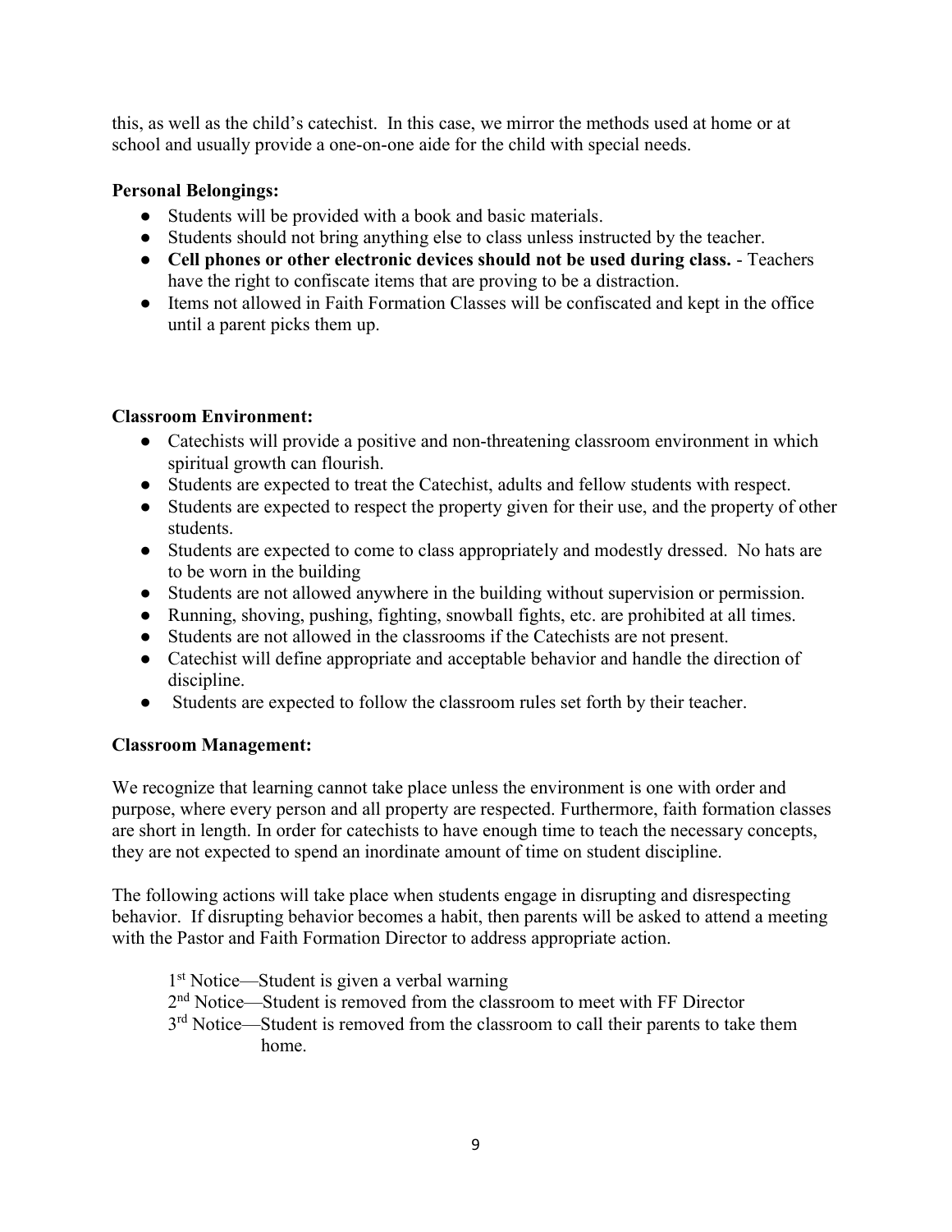this, as well as the child's catechist. In this case, we mirror the methods used at home or at school and usually provide a one-on-one aide for the child with special needs.

**Personal Belongings:**

- Students will be provided with a book and basic materials.
- Students should not bring anything else to class unless instructed by the teacher.
- **Cell phones or other electronic devices should not be used during class.** - Teachers have the right to confiscate items that are proving to be a distraction.
- Items not allowed in Faith Formation Classes will be confiscated and kept in the office until a parent picks them up.

**Classroom Environment:**

- Catechists will provide a positive and non-threatening classroom environment in which spiritual growth can flourish.
- Students are expected to treat the Catechist, adults and fellow students with respect.
- Students are expected to respect the property given for their use, and the property of other students.
- Students are expected to come to class appropriately and modestly dressed. No hats are to be worn in the building
- Students are not allowed anywhere in the building without supervision or permission.
- Running, shoving, pushing, fighting, snowball fights, etc. are prohibited at all times.
- Students are not allowed in the classrooms if the Catechists are not present.
- Catechist will define appropriate and acceptable behavior and handle the direction of discipline.
- Students are expected to follow the classroom rules set forth by their teacher.

**Classroom Management:**

We recognize that learning cannot take place unless the environment is one with order and purpose, where every person and all property are respected. Furthermore, faith formation classes are short in length. In order for catechists to have enough time to teach the necessary concepts, they are not expected to spend an inordinate amount of time on student discipline.

The following actions will take place when students engage in disrupting and disrespecting behavior. If disrupting behavior becomes a habit, then parents will be asked to attend a meeting with the Pastor and Faith Formation Director to address appropriate action.

1st Notice—Student is given a verbal warning
2nd Notice—Student is removed from the classroom to meet with FF Director
3rd Notice—Student is removed from the classroom to call their parents to take them home.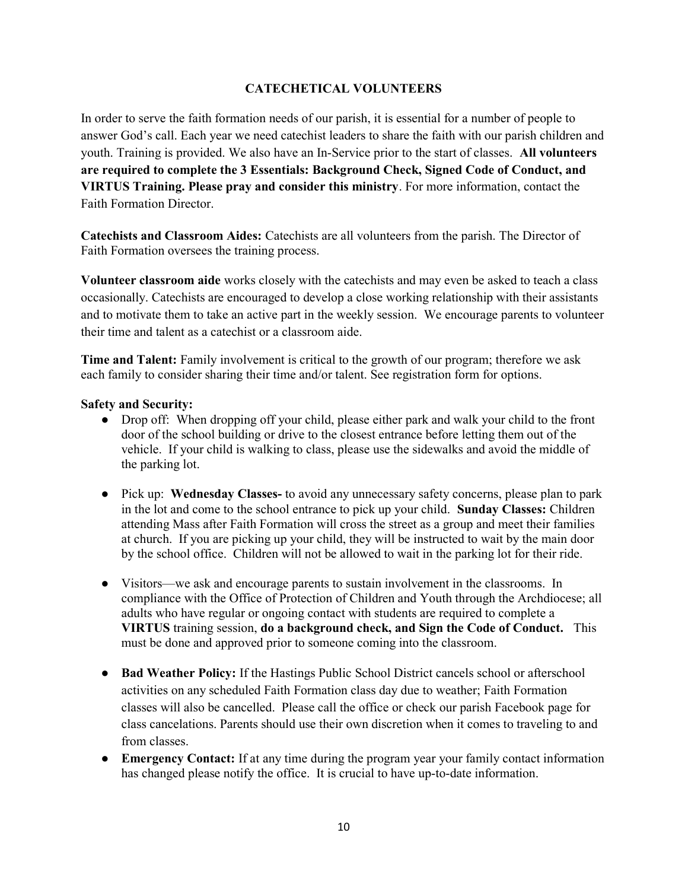## CATECHETICAL VOLUNTEERS

In order to serve the faith formation needs of our parish, it is essential for a number of people to answer God's call. Each year we need catechist leaders to share the faith with our parish children and youth. Training is provided. We also have an In-Service prior to the start of classes. **All volunteers are required to complete the 3 Essentials: Background Check, Signed Code of Conduct, and VIRTUS Training. Please pray and consider this ministry**. For more information, contact the Faith Formation Director.

**Catechists and Classroom Aides:** Catechists are all volunteers from the parish. The Director of Faith Formation oversees the training process.

**Volunteer classroom aide** works closely with the catechists and may even be asked to teach a class occasionally. Catechists are encouraged to develop a close working relationship with their assistants and to motivate them to take an active part in the weekly session. We encourage parents to volunteer their time and talent as a catechist or a classroom aide.

**Time and Talent:** Family involvement is critical to the growth of our program; therefore we ask each family to consider sharing their time and/or talent. See registration form for options.

**Safety and Security:**

- Drop off: When dropping off your child, please either park and walk your child to the front door of the school building or drive to the closest entrance before letting them out of the vehicle. If your child is walking to class, please use the sidewalks and avoid the middle of the parking lot.

- Pick up: **Wednesday Classes-** to avoid any unnecessary safety concerns, please plan to park in the lot and come to the school entrance to pick up your child. **Sunday Classes:** Children attending Mass after Faith Formation will cross the street as a group and meet their families at church. If you are picking up your child, they will be instructed to wait by the main door by the school office. Children will not be allowed to wait in the parking lot for their ride.

- Visitors—we ask and encourage parents to sustain involvement in the classrooms. In compliance with the Office of Protection of Children and Youth through the Archdiocese; all adults who have regular or ongoing contact with students are required to complete a **VIRTUS** training session, **do a background check, and Sign the Code of Conduct.** This must be done and approved prior to someone coming into the classroom.

- **Bad Weather Policy:** If the Hastings Public School District cancels school or afterschool activities on any scheduled Faith Formation class day due to weather; Faith Formation classes will also be cancelled. Please call the office or check our parish Facebook page for class cancelations. Parents should use their own discretion when it comes to traveling to and from classes.
- **Emergency Contact:** If at any time during the program year your family contact information has changed please notify the office. It is crucial to have up-to-date information.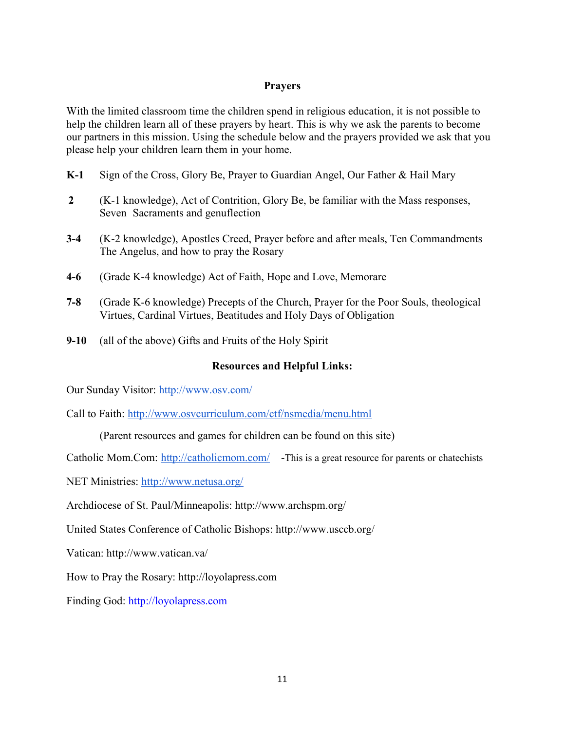## Prayers

With the limited classroom time the children spend in religious education, it is not possible to help the children learn all of these prayers by heart. This is why we ask the parents to become our partners in this mission. Using the schedule below and the prayers provided we ask that you please help your children learn them in your home.

**K-1** Sign of the Cross, Glory Be, Prayer to Guardian Angel, Our Father & Hail Mary

**2** (K-1 knowledge), Act of Contrition, Glory Be, be familiar with the Mass responses, Seven Sacraments and genuflection

**3-4** (K-2 knowledge), Apostles Creed, Prayer before and after meals, Ten Commandments The Angelus, and how to pray the Rosary

**4-6** (Grade K-4 knowledge) Act of Faith, Hope and Love, Memorare

**7-8** (Grade K-6 knowledge) Precepts of the Church, Prayer for the Poor Souls, theological Virtues, Cardinal Virtues, Beatitudes and Holy Days of Obligation

**9-10** (all of the above) Gifts and Fruits of the Holy Spirit

## Resources and Helpful Links:

Our Sunday Visitor: http://www.osv.com/

Call to Faith: http://www.osvcurriculum.com/ctf/nsmedia/menu.html

(Parent resources and games for children can be found on this site)

Catholic Mom.Com: http://catholicmom.com/ -This is a great resource for parents or chatechists

NET Ministries: http://www.netusa.org/

Archdiocese of St. Paul/Minneapolis: http://www.archspm.org/

United States Conference of Catholic Bishops: http://www.usccb.org/

Vatican: http://www.vatican.va/

How to Pray the Rosary: http://loyolapress.com

Finding God: http://loyolapress.com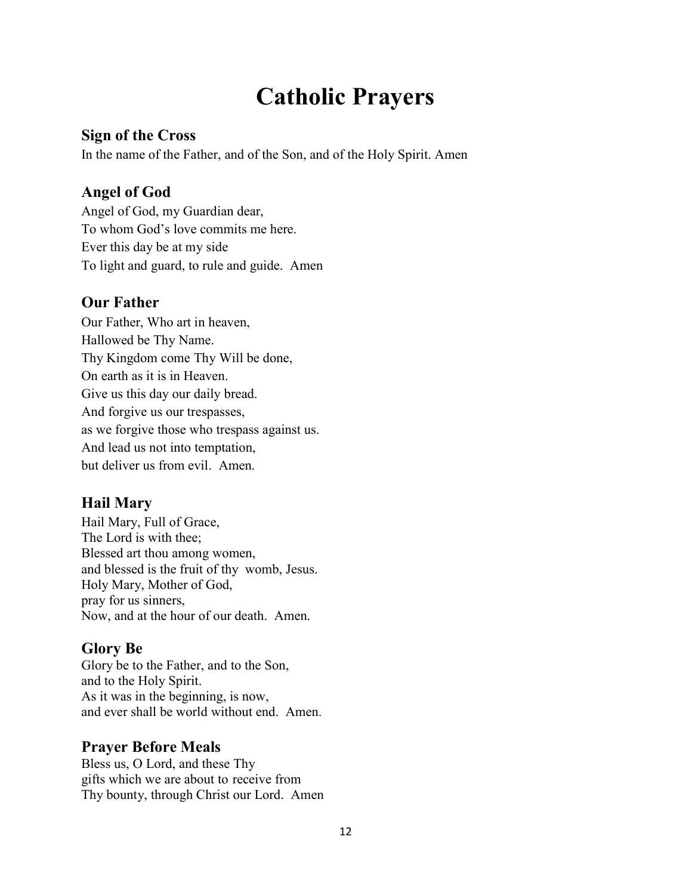# Catholic Prayers

## Sign of the Cross

In the name of the Father, and of the Son, and of the Holy Spirit. Amen

## Angel of God

Angel of God, my Guardian dear,
To whom God's love commits me here.
Ever this day be at my side
To light and guard, to rule and guide. Amen

## Our Father

Our Father, Who art in heaven,
Hallowed be Thy Name.
Thy Kingdom come Thy Will be done,
On earth as it is in Heaven.
Give us this day our daily bread.
And forgive us our trespasses,
as we forgive those who trespass against us.
And lead us not into temptation,
but deliver us from evil. Amen.

## Hail Mary

Hail Mary, Full of Grace,
The Lord is with thee;
Blessed art thou among women,
and blessed is the fruit of thy womb, Jesus.
Holy Mary, Mother of God,
pray for us sinners,
Now, and at the hour of our death. Amen.

## Glory Be

Glory be to the Father, and to the Son,
and to the Holy Spirit.
As it was in the beginning, is now,
and ever shall be world without end. Amen.

## Prayer Before Meals

Bless us, O Lord, and these Thy
gifts which we are about to receive from
Thy bounty, through Christ our Lord. Amen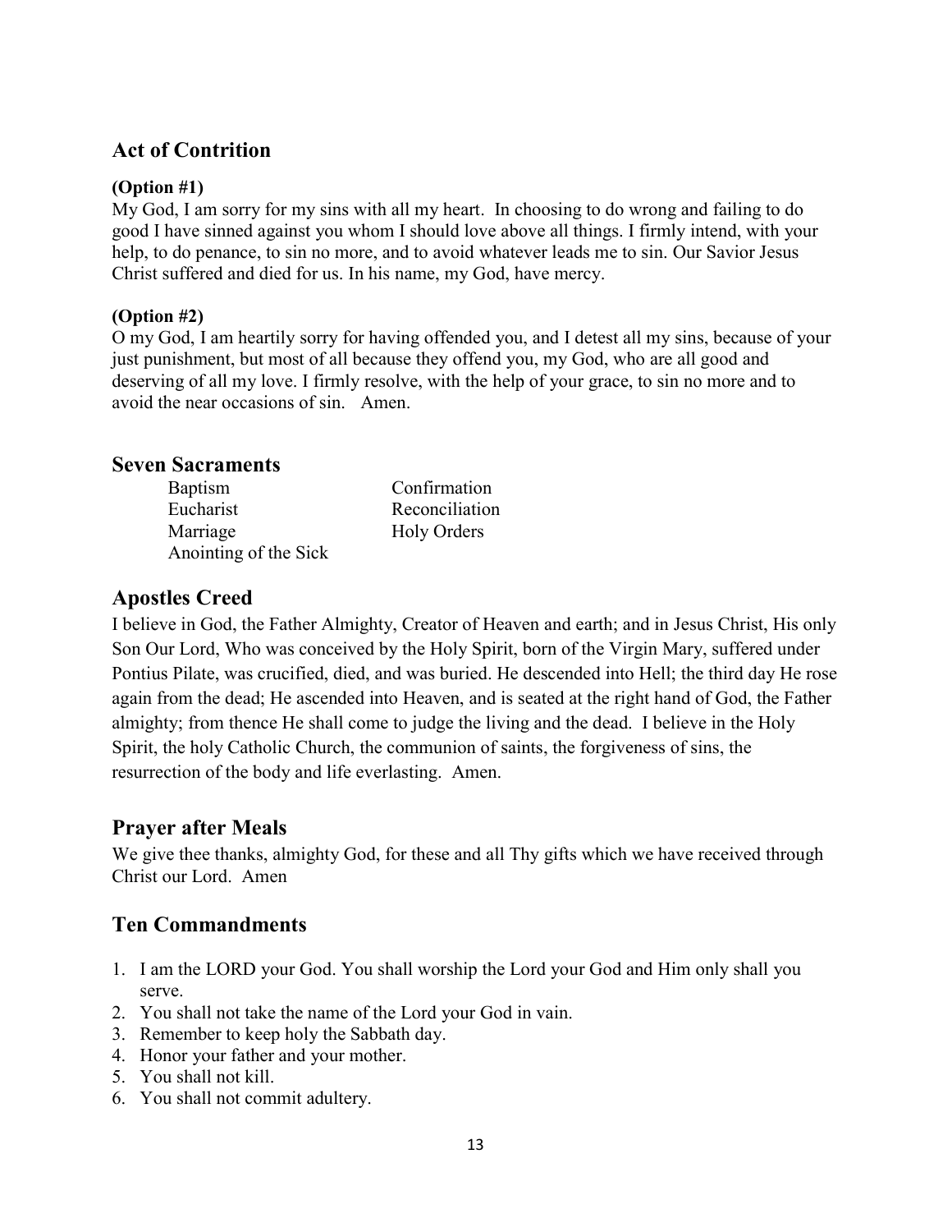## Act of Contrition

**(Option #1)**
My God, I am sorry for my sins with all my heart. In choosing to do wrong and failing to do good I have sinned against you whom I should love above all things. I firmly intend, with your help, to do penance, to sin no more, and to avoid whatever leads me to sin. Our Savior Jesus Christ suffered and died for us. In his name, my God, have mercy.

**(Option #2)**
O my God, I am heartily sorry for having offended you, and I detest all my sins, because of your just punishment, but most of all because they offend you, my God, who are all good and deserving of all my love. I firmly resolve, with the help of your grace, to sin no more and to avoid the near occasions of sin. Amen.

## Seven Sacraments

| | |
|---|---|
| Baptism | Confirmation |
| Eucharist | Reconciliation |
| Marriage | Holy Orders |
| Anointing of the Sick | |

## Apostles Creed

I believe in God, the Father Almighty, Creator of Heaven and earth; and in Jesus Christ, His only Son Our Lord, Who was conceived by the Holy Spirit, born of the Virgin Mary, suffered under Pontius Pilate, was crucified, died, and was buried. He descended into Hell; the third day He rose again from the dead; He ascended into Heaven, and is seated at the right hand of God, the Father almighty; from thence He shall come to judge the living and the dead. I believe in the Holy Spirit, the holy Catholic Church, the communion of saints, the forgiveness of sins, the resurrection of the body and life everlasting. Amen.

## Prayer after Meals

We give thee thanks, almighty God, for these and all Thy gifts which we have received through Christ our Lord. Amen

## Ten Commandments

1. I am the LORD your God. You shall worship the Lord your God and Him only shall you serve.
2. You shall not take the name of the Lord your God in vain.
3. Remember to keep holy the Sabbath day.
4. Honor your father and your mother.
5. You shall not kill.
6. You shall not commit adultery.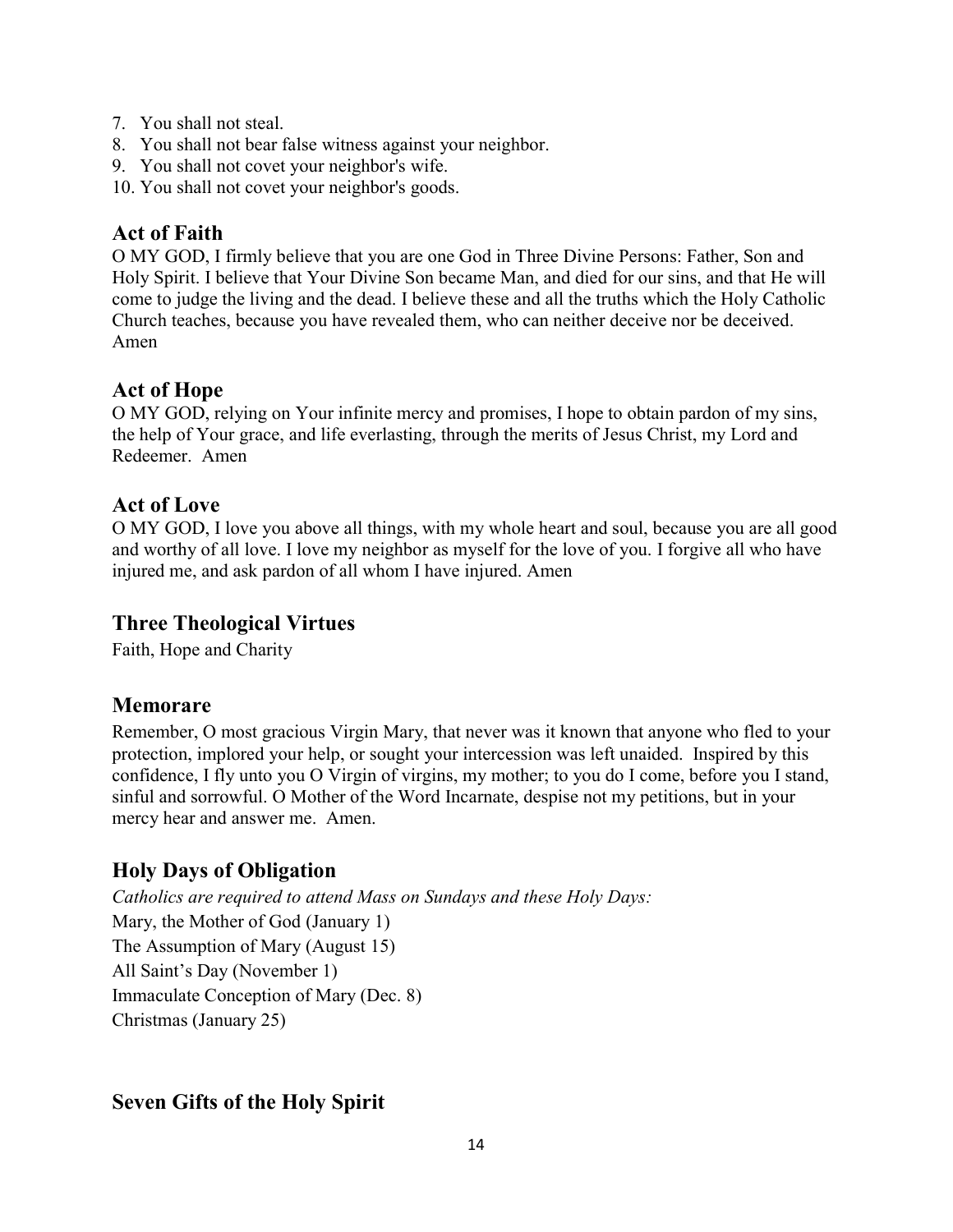7. You shall not steal.
8. You shall not bear false witness against your neighbor.
9. You shall not covet your neighbor's wife.
10. You shall not covet your neighbor's goods.

## Act of Faith

O MY GOD, I firmly believe that you are one God in Three Divine Persons: Father, Son and Holy Spirit. I believe that Your Divine Son became Man, and died for our sins, and that He will come to judge the living and the dead. I believe these and all the truths which the Holy Catholic Church teaches, because you have revealed them, who can neither deceive nor be deceived. Amen

## Act of Hope

O MY GOD, relying on Your infinite mercy and promises, I hope to obtain pardon of my sins, the help of Your grace, and life everlasting, through the merits of Jesus Christ, my Lord and Redeemer. Amen

## Act of Love

O MY GOD, I love you above all things, with my whole heart and soul, because you are all good and worthy of all love. I love my neighbor as myself for the love of you. I forgive all who have injured me, and ask pardon of all whom I have injured. Amen

## Three Theological Virtues

Faith, Hope and Charity

## Memorare

Remember, O most gracious Virgin Mary, that never was it known that anyone who fled to your protection, implored your help, or sought your intercession was left unaided. Inspired by this confidence, I fly unto you O Virgin of virgins, my mother; to you do I come, before you I stand, sinful and sorrowful. O Mother of the Word Incarnate, despise not my petitions, but in your mercy hear and answer me. Amen.

## Holy Days of Obligation

*Catholics are required to attend Mass on Sundays and these Holy Days:*

Mary, the Mother of God (January 1)
The Assumption of Mary (August 15)
All Saint's Day (November 1)
Immaculate Conception of Mary (Dec. 8)
Christmas (January 25)

## Seven Gifts of the Holy Spirit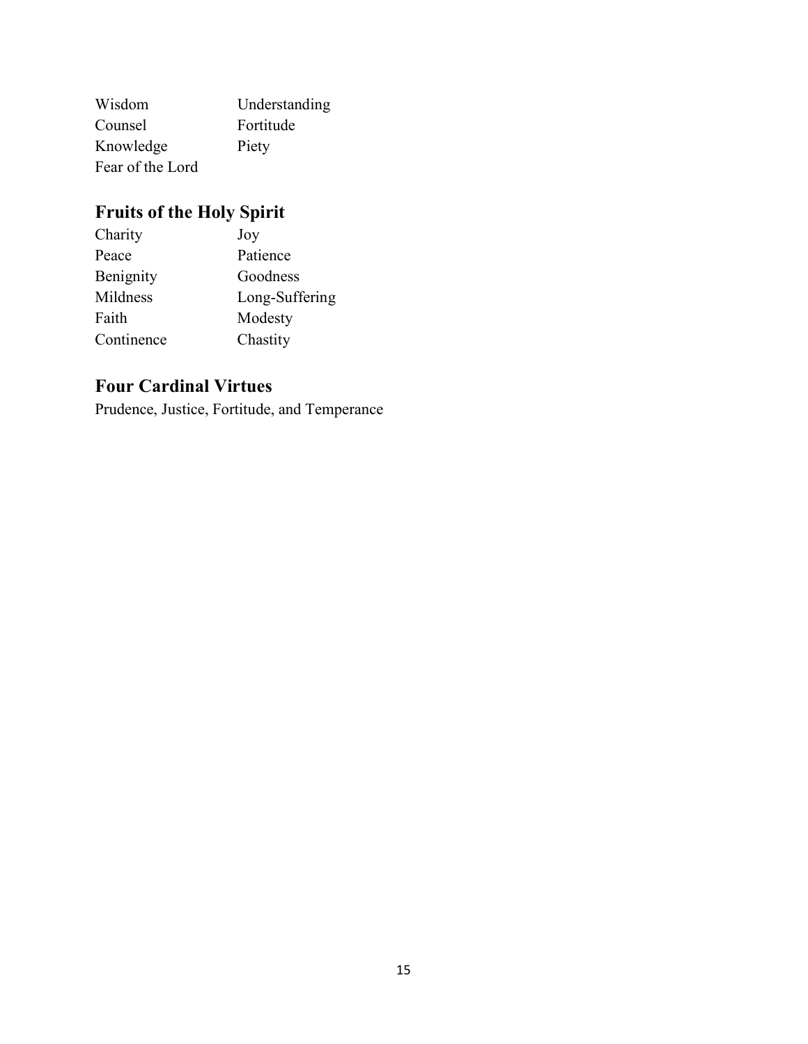| | |
|---|---|
| Wisdom | Understanding |
| Counsel | Fortitude |
| Knowledge | Piety |
| Fear of the Lord | |

## Fruits of the Holy Spirit

| | |
|---|---|
| Charity | Joy |
| Peace | Patience |
| Benignity | Goodness |
| Mildness | Long-Suffering |
| Faith | Modesty |
| Continence | Chastity |

## Four Cardinal Virtues

Prudence, Justice, Fortitude, and Temperance